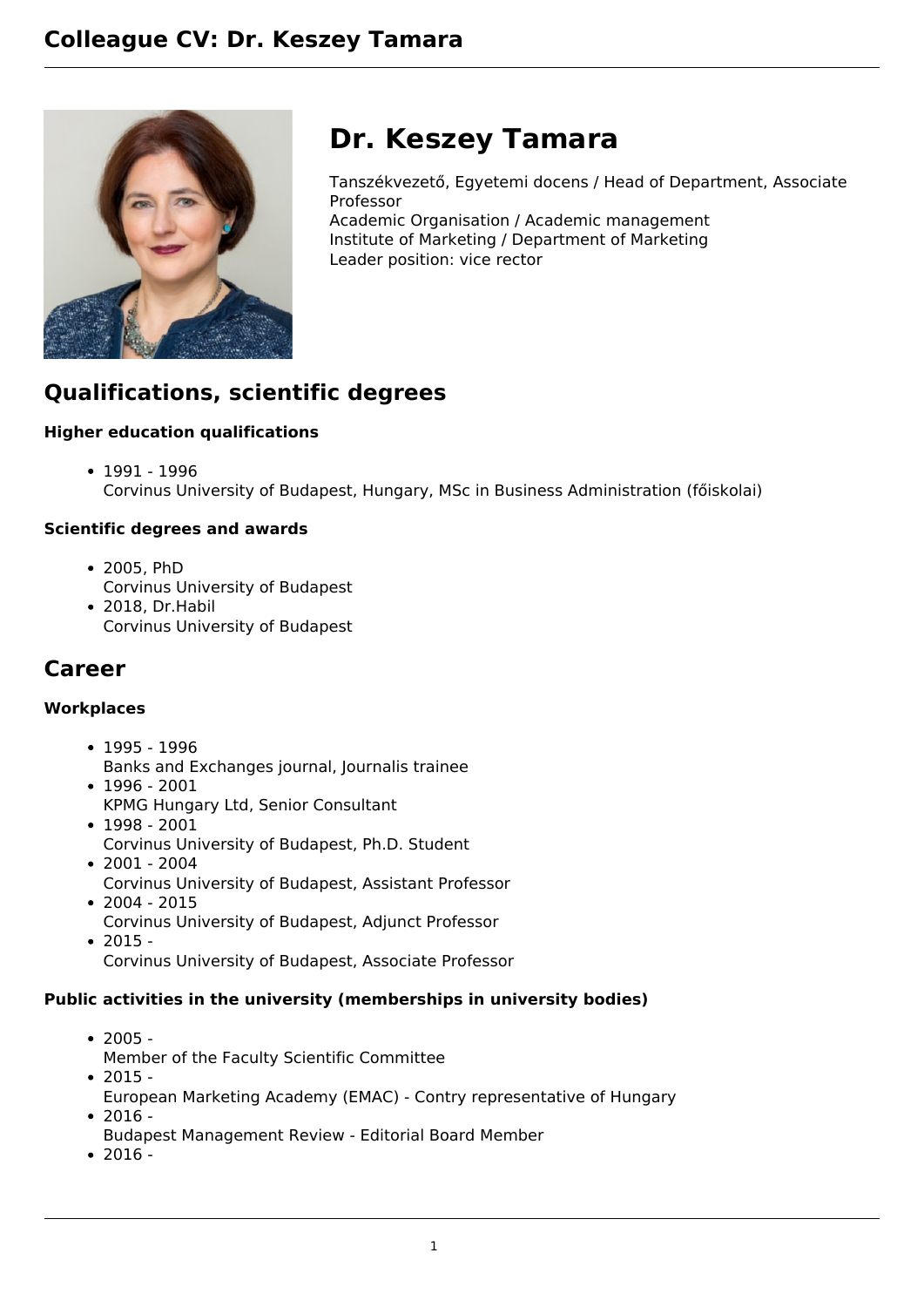# Dr. Keszey Tamara

Tanszékvezető, Egyetemi docens / Head of Department, Associate Professor
Academic Organisation / Academic management
Institute of Marketing / Department of Marketing
Leader position: vice rector

## Qualifications, scientific degrees

### Higher education qualifications

- 1991 - 1996
  Corvinus University of Budapest, Hungary, MSc in Business Administration (főiskolai)

### Scientific degrees and awards

- 2005, PhD
  Corvinus University of Budapest
- 2018, Dr.Habil
  Corvinus University of Budapest

## Career

### Workplaces

- 1995 - 1996
  Banks and Exchanges journal, Journalis trainee
- 1996 - 2001
  KPMG Hungary Ltd, Senior Consultant
- 1998 - 2001
  Corvinus University of Budapest, Ph.D. Student
- 2001 - 2004
  Corvinus University of Budapest, Assistant Professor
- 2004 - 2015
  Corvinus University of Budapest, Adjunct Professor
- 2015 -
  Corvinus University of Budapest, Associate Professor

### Public activities in the university (memberships in university bodies)

- 2005 -
  Member of the Faculty Scientific Committee
- 2015 -
  European Marketing Academy (EMAC) - Contry representative of Hungary
- 2016 -
  Budapest Management Review - Editorial Board Member
- 2016 -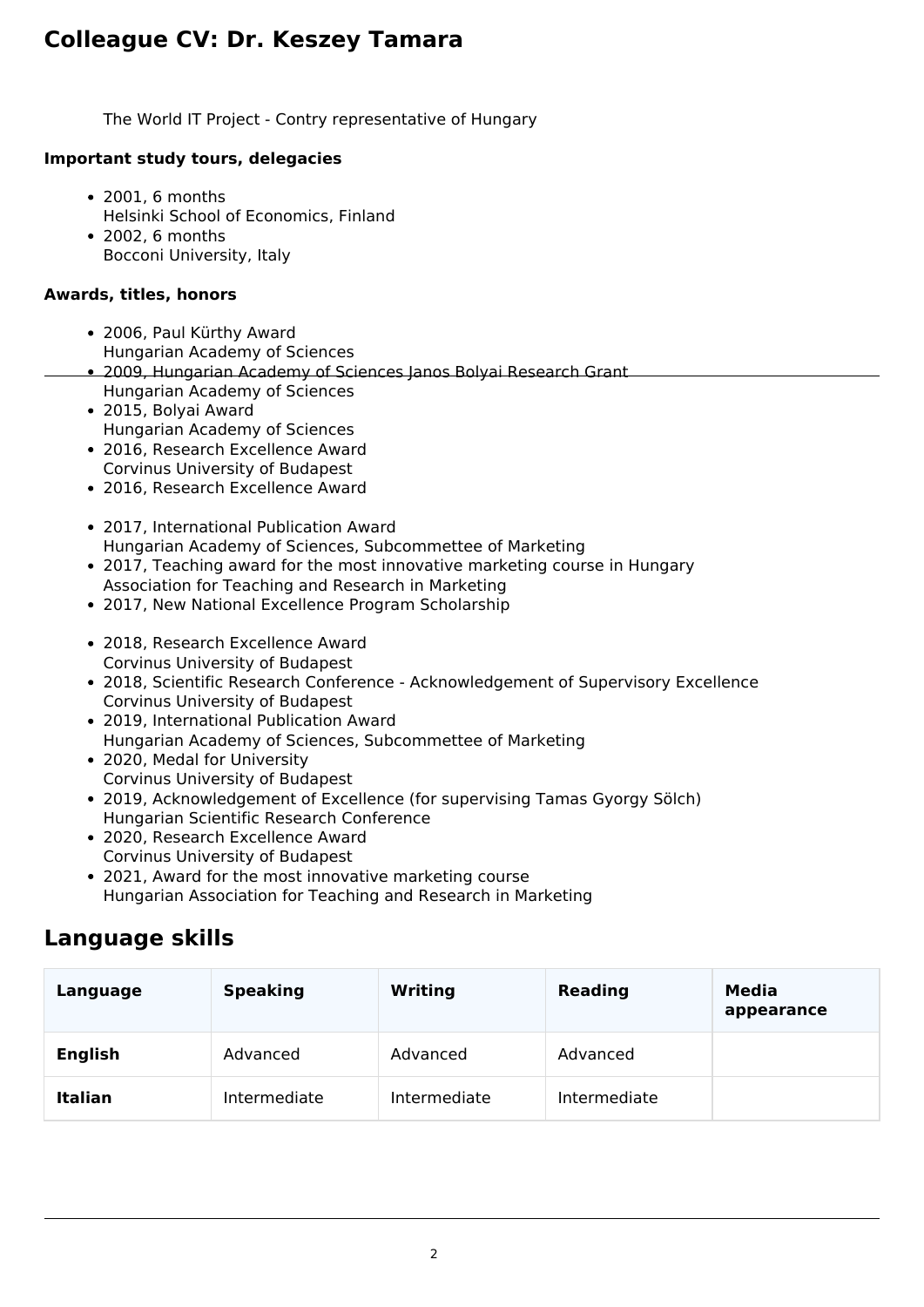# Colleague CV: Dr. Keszey Tamara

The World IT Project - Contry representative of Hungary

**Important study tours, delegacies**

- 2001, 6 months
  Helsinki School of Economics, Finland
- 2002, 6 months
  Bocconi University, Italy

**Awards, titles, honors**

- 2006, Paul Kürthy Award
  Hungarian Academy of Sciences
- 2009, Hungarian Academy of Sciences Janos Bolyai Research Grant
  Hungarian Academy of Sciences
- 2015, Bolyai Award
  Hungarian Academy of Sciences
- 2016, Research Excellence Award
  Corvinus University of Budapest
- 2016, Research Excellence Award

- 2017, International Publication Award
  Hungarian Academy of Sciences, Subcommettee of Marketing
- 2017, Teaching award for the most innovative marketing course in Hungary
  Association for Teaching and Research in Marketing
- 2017, New National Excellence Program Scholarship

- 2018, Research Excellence Award
  Corvinus University of Budapest
- 2018, Scientific Research Conference - Acknowledgement of Supervisory Excellence
  Corvinus University of Budapest
- 2019, International Publication Award
  Hungarian Academy of Sciences, Subcommettee of Marketing
- 2020, Medal for University
  Corvinus University of Budapest
- 2019, Acknowledgement of Excellence (for supervising Tamas Gyorgy Sölch)
  Hungarian Scientific Research Conference
- 2020, Research Excellence Award
  Corvinus University of Budapest
- 2021, Award for the most innovative marketing course
  Hungarian Association for Teaching and Research in Marketing

## Language skills

| Language | Speaking | Writing | Reading | Media appearance |
| --- | --- | --- | --- | --- |
| **English** | Advanced | Advanced | Advanced | |
| **Italian** | Intermediate | Intermediate | Intermediate | |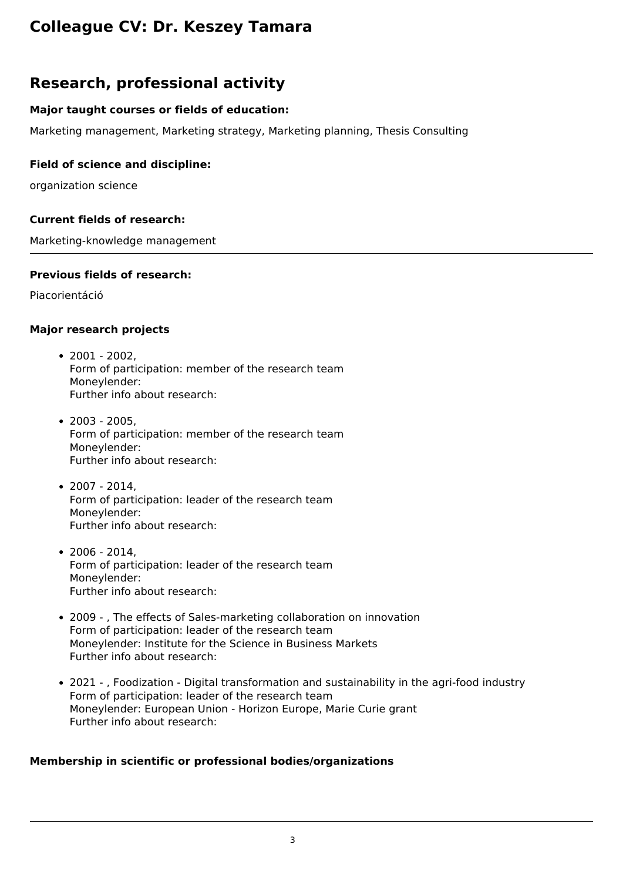# Colleague CV: Dr. Keszey Tamara

## Research, professional activity

### Major taught courses or fields of education:

Marketing management, Marketing strategy, Marketing planning, Thesis Consulting

### Field of science and discipline:

organization science

### Current fields of research:

Marketing-knowledge management

---

### Previous fields of research:

Piacorientáció

### Major research projects

- 2001 - 2002,
  Form of participation: member of the research team
  Moneylender:
  Further info about research:

- 2003 - 2005,
  Form of participation: member of the research team
  Moneylender:
  Further info about research:

- 2007 - 2014,
  Form of participation: leader of the research team
  Moneylender:
  Further info about research:

- 2006 - 2014,
  Form of participation: leader of the research team
  Moneylender:
  Further info about research:

- 2009 - , The effects of Sales-marketing collaboration on innovation
  Form of participation: leader of the research team
  Moneylender: Institute for the Science in Business Markets
  Further info about research:

- 2021 - , Foodization - Digital transformation and sustainability in the agri-food industry
  Form of participation: leader of the research team
  Moneylender: European Union - Horizon Europe, Marie Curie grant
  Further info about research:

### Membership in scientific or professional bodies/organizations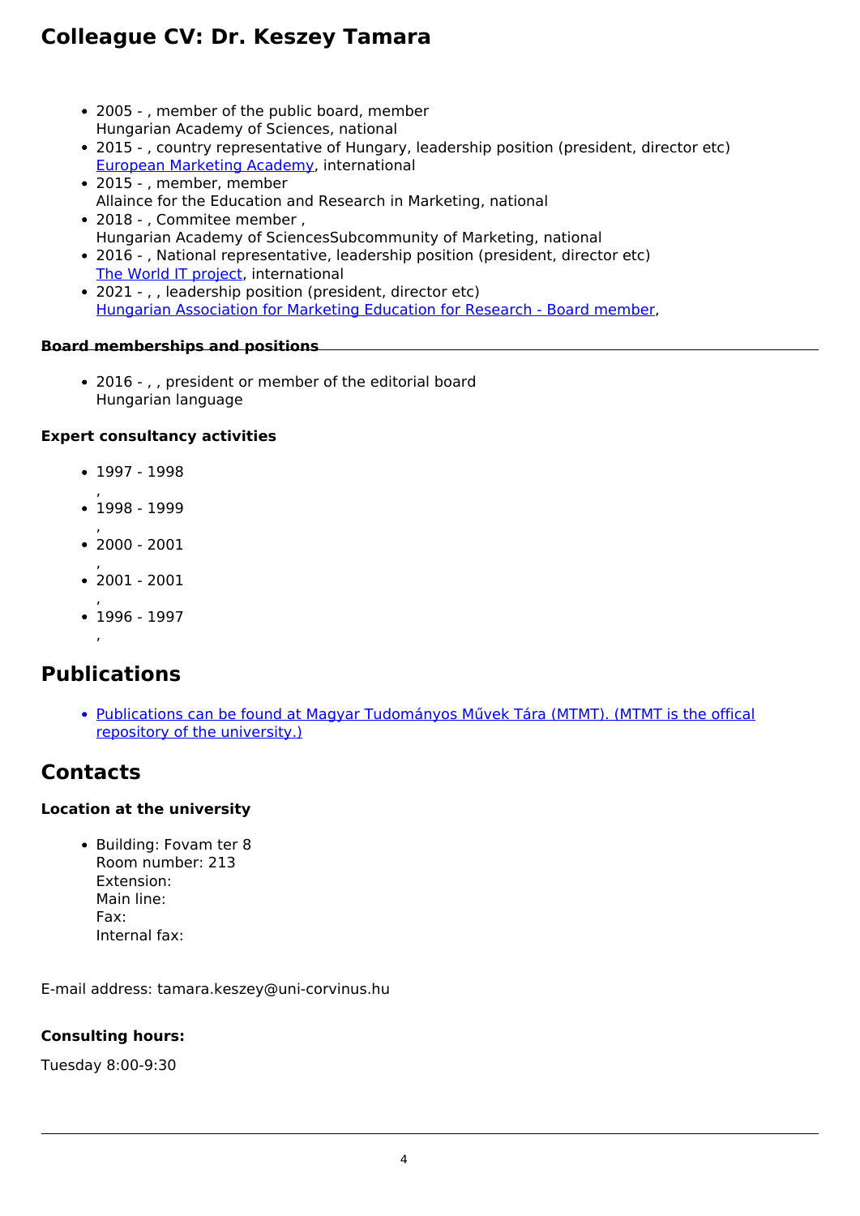## Colleague CV: Dr. Keszey Tamara

- 2005 - , member of the public board, member
  Hungarian Academy of Sciences, national
- 2015 - , country representative of Hungary, leadership position (president, director etc)
  European Marketing Academy, international
- 2015 - , member, member
  Allaince for the Education and Research in Marketing, national
- 2018 - , Commitee member ,
  Hungarian Academy of SciencesSubcommunity of Marketing, national
- 2016 - , National representative, leadership position (president, director etc)
  The World IT project, international
- 2021 - , , leadership position (president, director etc)
  Hungarian Association for Marketing Education for Research - Board member,

#### Board memberships and positions

- 2016 - , , president or member of the editorial board
  Hungarian language

#### Expert consultancy activities

- 1997 - 1998
  ,
- 1998 - 1999
  ,
- 2000 - 2001
  ,
- 2001 - 2001
  ,
- 1996 - 1997
  ,

## Publications

- Publications can be found at Magyar Tudományos Művek Tára (MTMT). (MTMT is the offical repository of the university.)

## Contacts

#### Location at the university

- Building: Fovam ter 8
  Room number: 213
  Extension:
  Main line:
  Fax:
  Internal fax:

E-mail address: tamara.keszey@uni-corvinus.hu

#### Consulting hours:

Tuesday 8:00-9:30